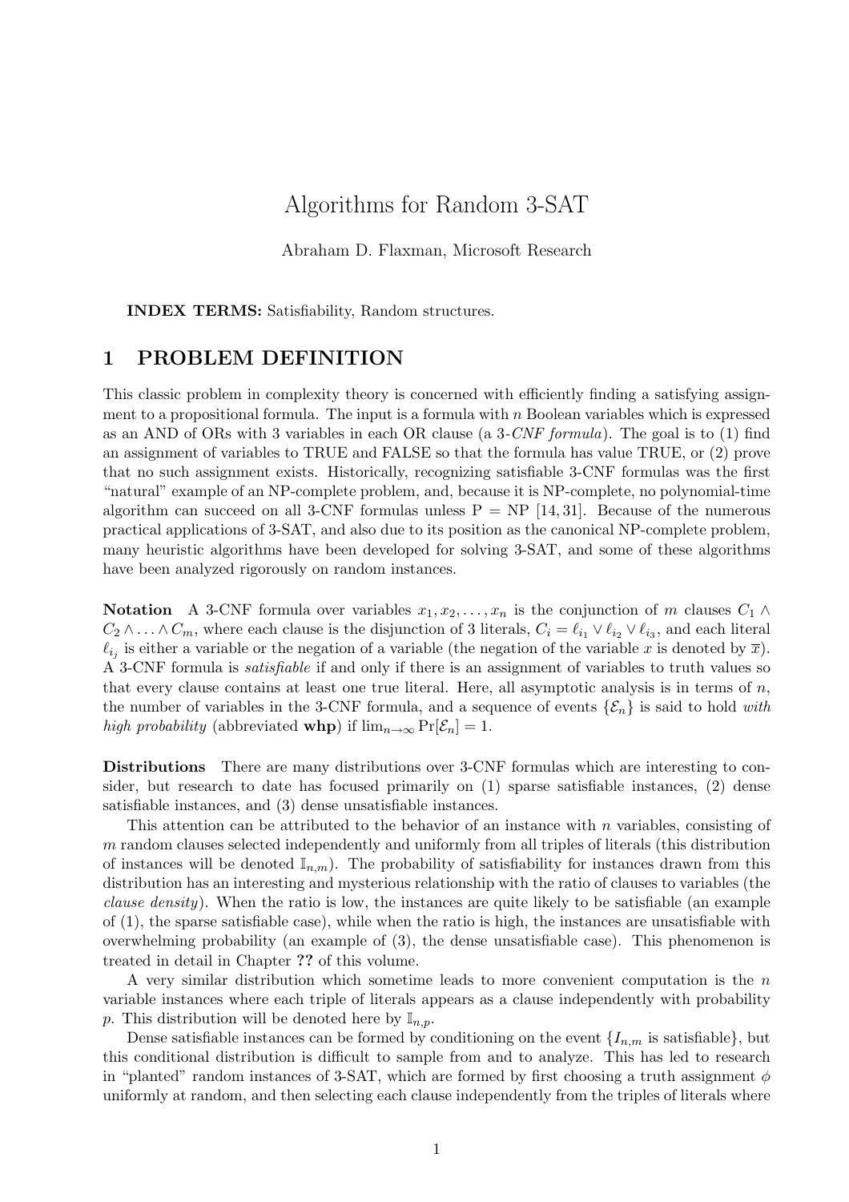# Algorithms for Random 3-SAT

Abraham D. Flaxman, Microsoft Research

**INDEX TERMS:** Satisfiability, Random structures.

## 1 PROBLEM DEFINITION

This classic problem in complexity theory is concerned with efficiently finding a satisfying assignment to a propositional formula. The input is a formula with $n$ Boolean variables which is expressed as an AND of ORs with 3 variables in each OR clause (a *3-CNF formula*). The goal is to (1) find an assignment of variables to TRUE and FALSE so that the formula has value TRUE, or (2) prove that no such assignment exists. Historically, recognizing satisfiable 3-CNF formulas was the first "natural" example of an NP-complete problem, and, because it is NP-complete, no polynomial-time algorithm can succeed on all 3-CNF formulas unless P = NP [14, 31]. Because of the numerous practical applications of 3-SAT, and also due to its position as the canonical NP-complete problem, many heuristic algorithms have been developed for solving 3-SAT, and some of these algorithms have been analyzed rigorously on random instances.

**Notation** A 3-CNF formula over variables $x_1, x_2, \ldots, x_n$ is the conjunction of $m$ clauses $C_1 \wedge C_2 \wedge \ldots \wedge C_m$, where each clause is the disjunction of 3 literals, $C_i = \ell_{i_1} \vee \ell_{i_2} \vee \ell_{i_3}$, and each literal $\ell_{i_j}$ is either a variable or the negation of a variable (the negation of the variable $x$ is denoted by $\overline{x}$). A 3-CNF formula is *satisfiable* if and only if there is an assignment of variables to truth values so that every clause contains at least one true literal. Here, all asymptotic analysis is in terms of $n$, the number of variables in the 3-CNF formula, and a sequence of events $\{\mathcal{E}_n\}$ is said to hold *with high probability* (abbreviated **whp**) if $\lim_{n\to\infty} \Pr[\mathcal{E}_n] = 1$.

**Distributions** There are many distributions over 3-CNF formulas which are interesting to consider, but research to date has focused primarily on (1) sparse satisfiable instances, (2) dense satisfiable instances, and (3) dense unsatisfiable instances.

This attention can be attributed to the behavior of an instance with $n$ variables, consisting of $m$ random clauses selected independently and uniformly from all triples of literals (this distribution of instances will be denoted $\mathbb{I}_{n,m}$). The probability of satisfiability for instances drawn from this distribution has an interesting and mysterious relationship with the ratio of clauses to variables (the *clause density*). When the ratio is low, the instances are quite likely to be satisfiable (an example of (1), the sparse satisfiable case), while when the ratio is high, the instances are unsatisfiable with overwhelming probability (an example of (3), the dense unsatisfiable case). This phenomenon is treated in detail in Chapter **??** of this volume.

A very similar distribution which sometime leads to more convenient computation is the $n$ variable instances where each triple of literals appears as a clause independently with probability $p$. This distribution will be denoted here by $\mathbb{I}_{n,p}$.

Dense satisfiable instances can be formed by conditioning on the event $\{I_{n,m}$ is satisfiable$\}$, but this conditional distribution is difficult to sample from and to analyze. This has led to research in "planted" random instances of 3-SAT, which are formed by first choosing a truth assignment $\phi$ uniformly at random, and then selecting each clause independently from the triples of literals where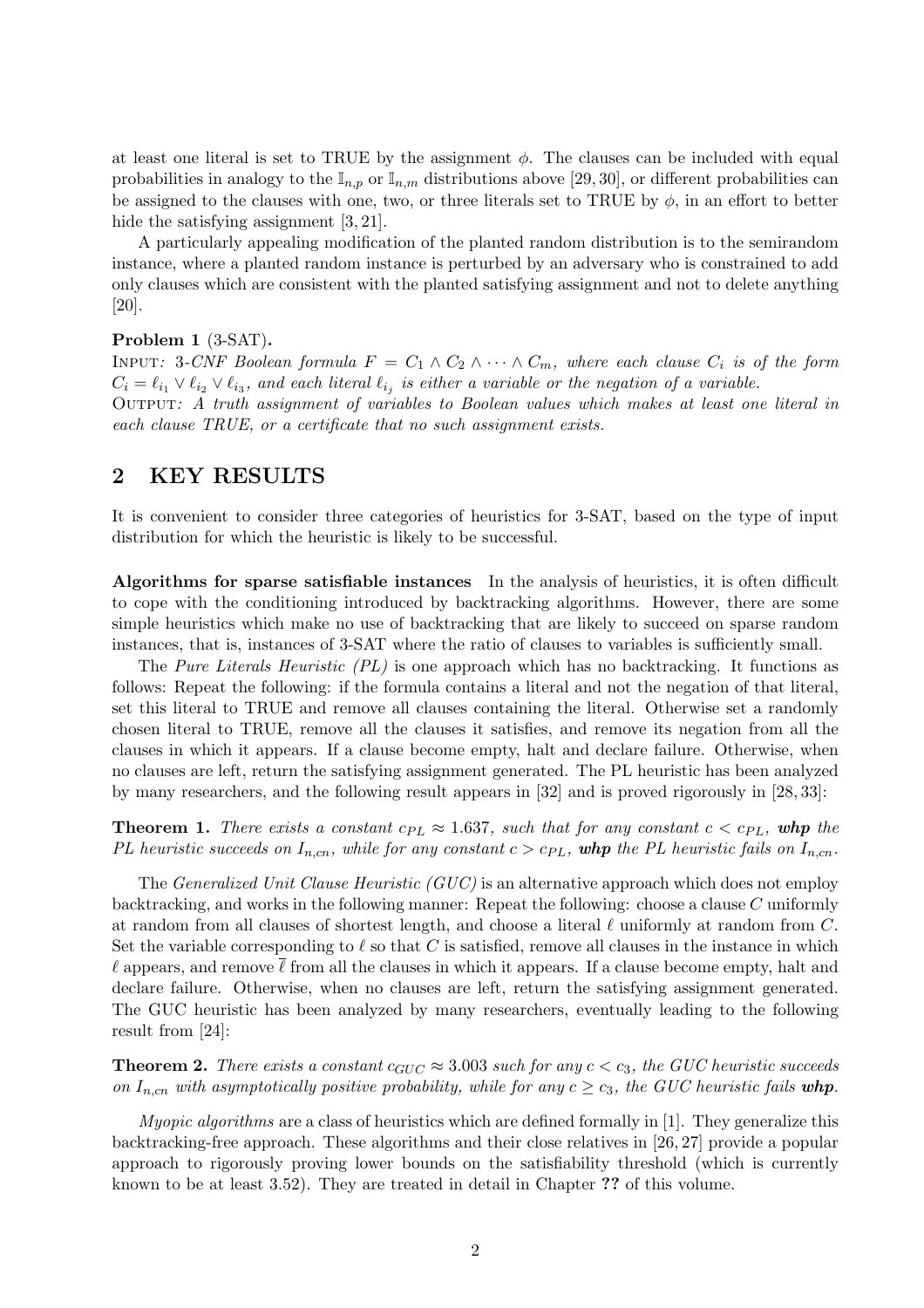at least one literal is set to TRUE by the assignment $\phi$. The clauses can be included with equal probabilities in analogy to the $\mathbb{I}_{n,p}$ or $\mathbb{I}_{n,m}$ distributions above [29, 30], or different probabilities can be assigned to the clauses with one, two, or three literals set to TRUE by $\phi$, in an effort to better hide the satisfying assignment [3, 21].

A particularly appealing modification of the planted random distribution is to the semirandom instance, where a planted random instance is perturbed by an adversary who is constrained to add only clauses which are consistent with the planted satisfying assignment and not to delete anything [20].

**Problem 1** (3-SAT)**.**
INPUT*: 3-CNF Boolean formula $F = C_1 \wedge C_2 \wedge \cdots \wedge C_m$, where each clause $C_i$ is of the form $C_i = \ell_{i_1} \vee \ell_{i_2} \vee \ell_{i_3}$, and each literal $\ell_{i_j}$ is either a variable or the negation of a variable.*
OUTPUT*: A truth assignment of variables to Boolean values which makes at least one literal in each clause TRUE, or a certificate that no such assignment exists.*

## 2 KEY RESULTS

It is convenient to consider three categories of heuristics for 3-SAT, based on the type of input distribution for which the heuristic is likely to be successful.

**Algorithms for sparse satisfiable instances** In the analysis of heuristics, it is often difficult to cope with the conditioning introduced by backtracking algorithms. However, there are some simple heuristics which make no use of backtracking that are likely to succeed on sparse random instances, that is, instances of 3-SAT where the ratio of clauses to variables is sufficiently small.

The *Pure Literals Heuristic (PL)* is one approach which has no backtracking. It functions as follows: Repeat the following: if the formula contains a literal and not the negation of that literal, set this literal to TRUE and remove all clauses containing the literal. Otherwise set a randomly chosen literal to TRUE, remove all the clauses it satisfies, and remove its negation from all the clauses in which it appears. If a clause become empty, halt and declare failure. Otherwise, when no clauses are left, return the satisfying assignment generated. The PL heuristic has been analyzed by many researchers, and the following result appears in [32] and is proved rigorously in [28, 33]:

**Theorem 1.** *There exists a constant $c_{PL} \approx 1.637$, such that for any constant $c < c_{PL}$,* ***whp*** *the PL heuristic succeeds on $I_{n,cn}$, while for any constant $c > c_{PL}$,* ***whp*** *the PL heuristic fails on $I_{n,cn}$.*

The *Generalized Unit Clause Heuristic (GUC)* is an alternative approach which does not employ backtracking, and works in the following manner: Repeat the following: choose a clause $C$ uniformly at random from all clauses of shortest length, and choose a literal $\ell$ uniformly at random from $C$. Set the variable corresponding to $\ell$ so that $C$ is satisfied, remove all clauses in the instance in which $\ell$ appears, and remove $\overline{\ell}$ from all the clauses in which it appears. If a clause become empty, halt and declare failure. Otherwise, when no clauses are left, return the satisfying assignment generated. The GUC heuristic has been analyzed by many researchers, eventually leading to the following result from [24]:

**Theorem 2.** *There exists a constant $c_{GUC} \approx 3.003$ such for any $c < c_3$, the GUC heuristic succeeds on $I_{n,cn}$ with asymptotically positive probability, while for any $c \geq c_3$, the GUC heuristic fails* ***whp****.*

*Myopic algorithms* are a class of heuristics which are defined formally in [1]. They generalize this backtracking-free approach. These algorithms and their close relatives in [26, 27] provide a popular approach to rigorously proving lower bounds on the satisfiability threshold (which is currently known to be at least 3.52). They are treated in detail in Chapter **??** of this volume.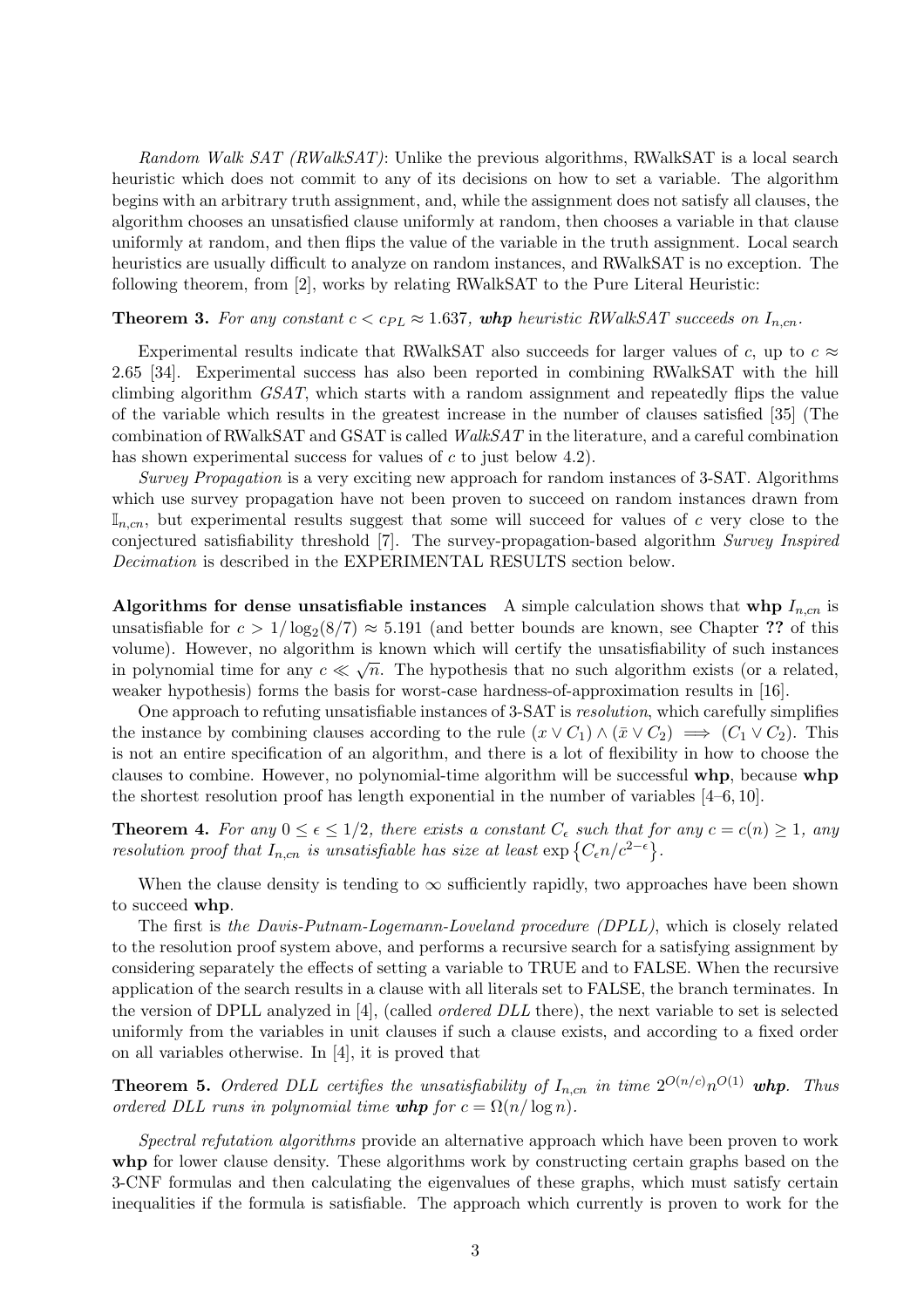*Random Walk SAT (RWalkSAT)*: Unlike the previous algorithms, RWalkSAT is a local search heuristic which does not commit to any of its decisions on how to set a variable. The algorithm begins with an arbitrary truth assignment, and, while the assignment does not satisfy all clauses, the algorithm chooses an unsatisfied clause uniformly at random, then chooses a variable in that clause uniformly at random, and then flips the value of the variable in the truth assignment. Local search heuristics are usually difficult to analyze on random instances, and RWalkSAT is no exception. The following theorem, from [2], works by relating RWalkSAT to the Pure Literal Heuristic:

**Theorem 3.** *For any constant $c < c_{PL} \approx 1.637$, **whp** heuristic RWalkSAT succeeds on $I_{n,cn}$.*

Experimental results indicate that RWalkSAT also succeeds for larger values of $c$, up to $c \approx 2.65$ [34]. Experimental success has also been reported in combining RWalkSAT with the hill climbing algorithm *GSAT*, which starts with a random assignment and repeatedly flips the value of the variable which results in the greatest increase in the number of clauses satisfied [35] (The combination of RWalkSAT and GSAT is called *WalkSAT* in the literature, and a careful combination has shown experimental success for values of $c$ to just below 4.2).

*Survey Propagation* is a very exciting new approach for random instances of 3-SAT. Algorithms which use survey propagation have not been proven to succeed on random instances drawn from $\mathbb{I}_{n,cn}$, but experimental results suggest that some will succeed for values of $c$ very close to the conjectured satisfiability threshold [7]. The survey-propagation-based algorithm *Survey Inspired Decimation* is described in the EXPERIMENTAL RESULTS section below.

**Algorithms for dense unsatisfiable instances** A simple calculation shows that **whp** $I_{n,cn}$ is unsatisfiable for $c > 1/\log_2(8/7) \approx 5.191$ (and better bounds are known, see Chapter **??** of this volume). However, no algorithm is known which will certify the unsatisfiability of such instances in polynomial time for any $c \ll \sqrt{n}$. The hypothesis that no such algorithm exists (or a related, weaker hypothesis) forms the basis for worst-case hardness-of-approximation results in [16].

One approach to refuting unsatisfiable instances of 3-SAT is *resolution*, which carefully simplifies the instance by combining clauses according to the rule $(x \vee C_1) \wedge (\bar{x} \vee C_2) \implies (C_1 \vee C_2)$. This is not an entire specification of an algorithm, and there is a lot of flexibility in how to choose the clauses to combine. However, no polynomial-time algorithm will be successful **whp**, because **whp** the shortest resolution proof has length exponential in the number of variables [4–6, 10].

**Theorem 4.** *For any $0 \leq \epsilon \leq 1/2$, there exists a constant $C_\epsilon$ such that for any $c = c(n) \geq 1$, any resolution proof that $I_{n,cn}$ is unsatisfiable has size at least $\exp\left\{C_\epsilon n/c^{2-\epsilon}\right\}$.*

When the clause density is tending to $\infty$ sufficiently rapidly, two approaches have been shown to succeed **whp**.

The first is *the Davis-Putnam-Logemann-Loveland procedure (DPLL)*, which is closely related to the resolution proof system above, and performs a recursive search for a satisfying assignment by considering separately the effects of setting a variable to TRUE and to FALSE. When the recursive application of the search results in a clause with all literals set to FALSE, the branch terminates. In the version of DPLL analyzed in [4], (called *ordered DLL* there), the next variable to set is selected uniformly from the variables in unit clauses if such a clause exists, and according to a fixed order on all variables otherwise. In [4], it is proved that

**Theorem 5.** *Ordered DLL certifies the unsatisfiability of $I_{n,cn}$ in time $2^{O(n/c)}n^{O(1)}$ **whp**. Thus ordered DLL runs in polynomial time **whp** for $c = \Omega(n/\log n)$.*

*Spectral refutation algorithms* provide an alternative approach which have been proven to work **whp** for lower clause density. These algorithms work by constructing certain graphs based on the 3-CNF formulas and then calculating the eigenvalues of these graphs, which must satisfy certain inequalities if the formula is satisfiable. The approach which currently is proven to work for the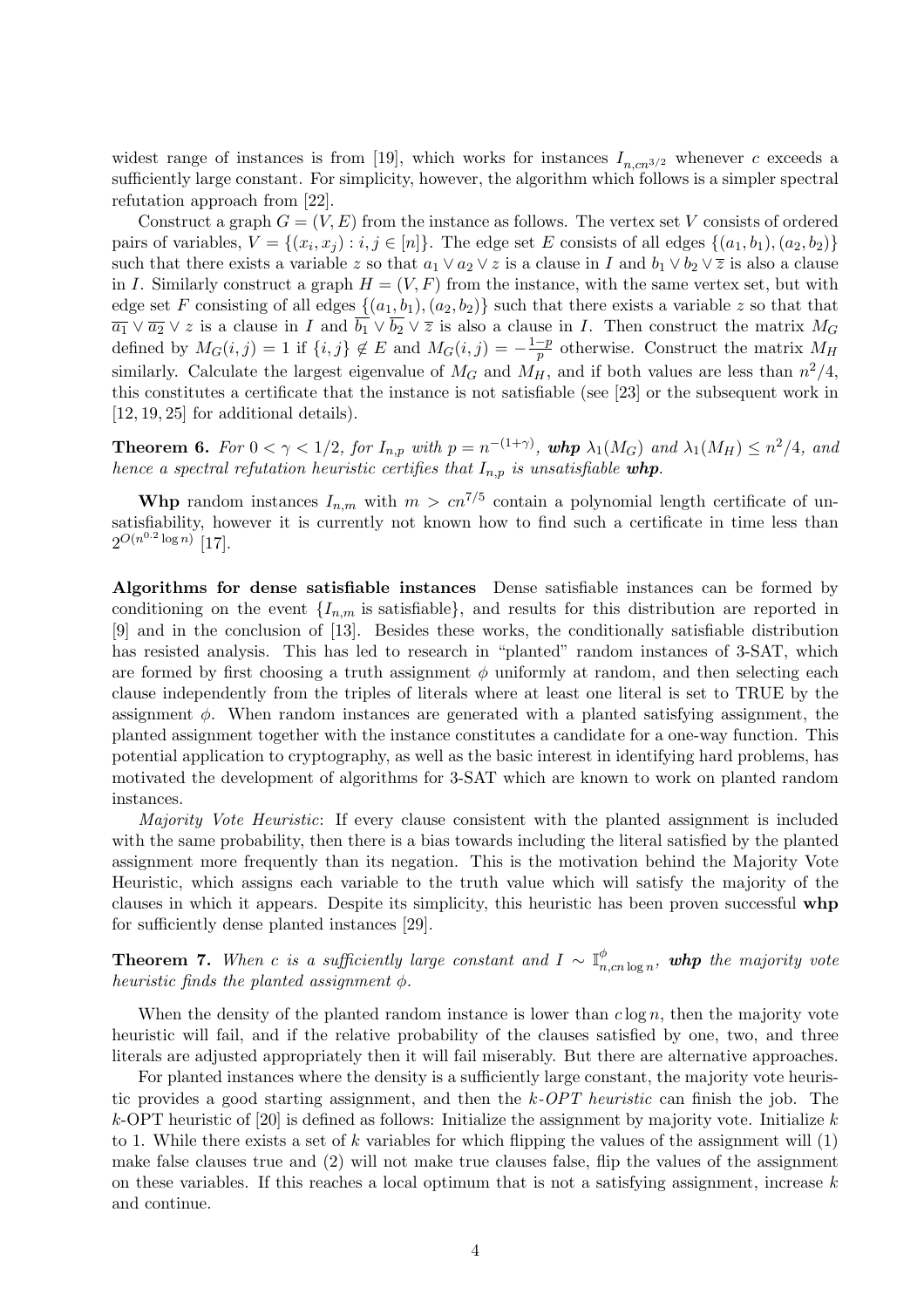widest range of instances is from [19], which works for instances $I_{n,cn^{3/2}}$ whenever $c$ exceeds a sufficiently large constant. For simplicity, however, the algorithm which follows is a simpler spectral refutation approach from [22].

Construct a graph $G = (V, E)$ from the instance as follows. The vertex set $V$ consists of ordered pairs of variables, $V = \{(x_i, x_j) : i, j \in [n]\}$. The edge set $E$ consists of all edges $\{(a_1, b_1), (a_2, b_2)\}$ such that there exists a variable $z$ so that $a_1 \vee a_2 \vee z$ is a clause in $I$ and $b_1 \vee b_2 \vee \overline{z}$ is also a clause in $I$. Similarly construct a graph $H = (V, F)$ from the instance, with the same vertex set, but with edge set $F$ consisting of all edges $\{(a_1, b_1), (a_2, b_2)\}$ such that there exists a variable $z$ so that that $\overline{a_1} \vee \overline{a_2} \vee z$ is a clause in $I$ and $\overline{b_1} \vee \overline{b_2} \vee \overline{z}$ is also a clause in $I$. Then construct the matrix $M_G$ defined by $M_G(i,j) = 1$ if $\{i,j\} \notin E$ and $M_G(i,j) = -\frac{1-p}{p}$ otherwise. Construct the matrix $M_H$ similarly. Calculate the largest eigenvalue of $M_G$ and $M_H$, and if both values are less than $n^2/4$, this constitutes a certificate that the instance is not satisfiable (see [23] or the subsequent work in [12, 19, 25] for additional details).

**Theorem 6.** *For $0 < \gamma < 1/2$, for $I_{n,p}$ with $p = n^{-(1+\gamma)}$,* ***whp*** *$\lambda_1(M_G)$ and $\lambda_1(M_H) \le n^2/4$, and hence a spectral refutation heuristic certifies that $I_{n,p}$ is unsatisfiable* ***whp****.*

**Whp** random instances $I_{n,m}$ with $m > cn^{7/5}$ contain a polynomial length certificate of unsatisfiability, however it is currently not known how to find such a certificate in time less than $2^{O(n^{0.2}\log n)}$ [17].

**Algorithms for dense satisfiable instances** Dense satisfiable instances can be formed by conditioning on the event $\{I_{n,m}$ is satisfiable$\}$, and results for this distribution are reported in [9] and in the conclusion of [13]. Besides these works, the conditionally satisfiable distribution has resisted analysis. This has led to research in "planted" random instances of 3-SAT, which are formed by first choosing a truth assignment $\phi$ uniformly at random, and then selecting each clause independently from the triples of literals where at least one literal is set to TRUE by the assignment $\phi$. When random instances are generated with a planted satisfying assignment, the planted assignment together with the instance constitutes a candidate for a one-way function. This potential application to cryptography, as well as the basic interest in identifying hard problems, has motivated the development of algorithms for 3-SAT which are known to work on planted random instances.

*Majority Vote Heuristic*: If every clause consistent with the planted assignment is included with the same probability, then there is a bias towards including the literal satisfied by the planted assignment more frequently than its negation. This is the motivation behind the Majority Vote Heuristic, which assigns each variable to the truth value which will satisfy the majority of the clauses in which it appears. Despite its simplicity, this heuristic has been proven successful **whp** for sufficiently dense planted instances [29].

**Theorem 7.** *When $c$ is a sufficiently large constant and $I \sim \mathbb{I}^{\phi}_{n,cn\log n}$,* ***whp*** *the majority vote heuristic finds the planted assignment $\phi$.*

When the density of the planted random instance is lower than $c \log n$, then the majority vote heuristic will fail, and if the relative probability of the clauses satisfied by one, two, and three literals are adjusted appropriately then it will fail miserably. But there are alternative approaches.

For planted instances where the density is a sufficiently large constant, the majority vote heuristic provides a good starting assignment, and then the *$k$-OPT heuristic* can finish the job. The $k$-OPT heuristic of [20] is defined as follows: Initialize the assignment by majority vote. Initialize $k$ to 1. While there exists a set of $k$ variables for which flipping the values of the assignment will (1) make false clauses true and (2) will not make true clauses false, flip the values of the assignment on these variables. If this reaches a local optimum that is not a satisfying assignment, increase $k$ and continue.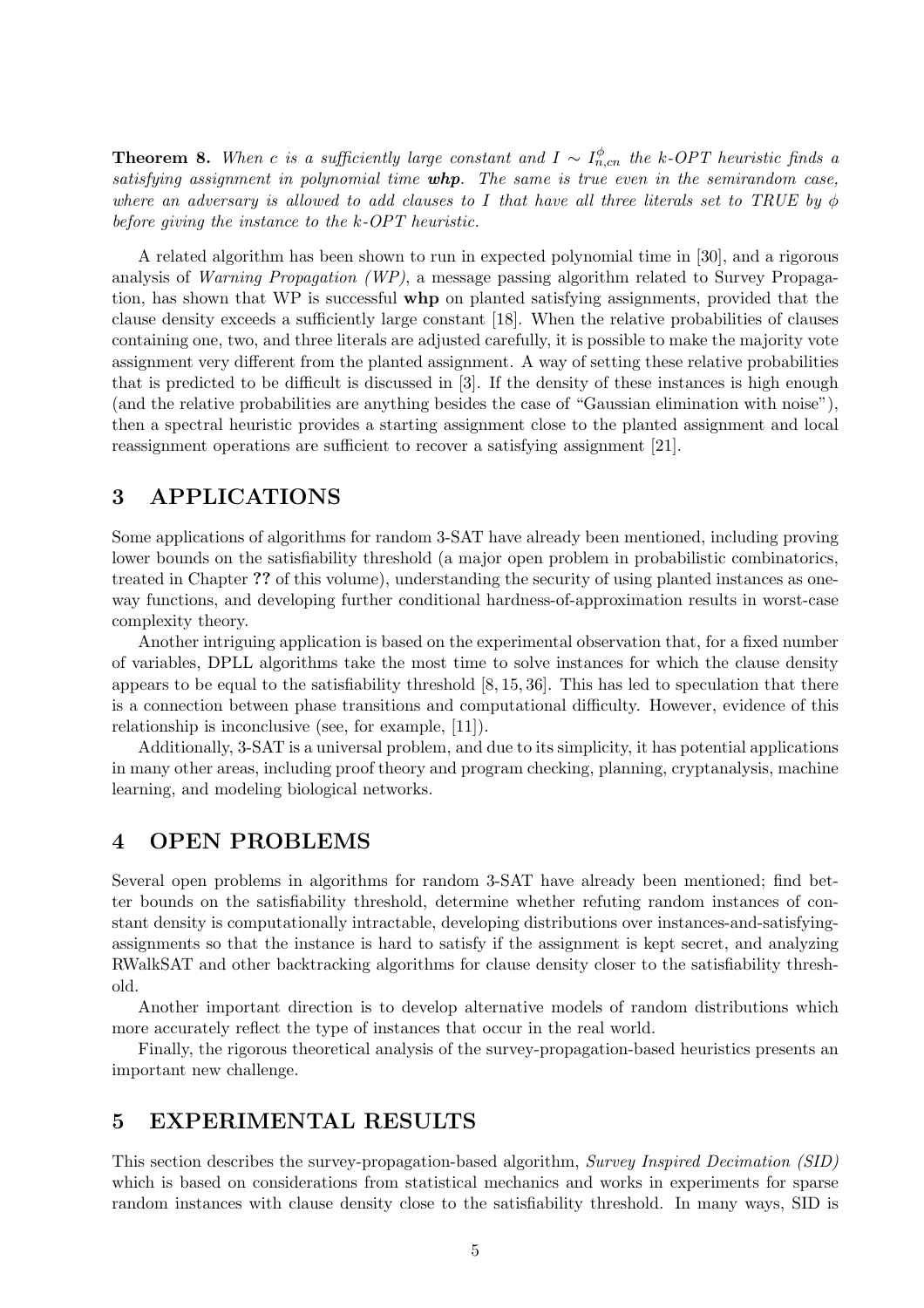**Theorem 8.** *When $c$ is a sufficiently large constant and $I \sim I^{\phi}_{n,cn}$ the k-OPT heuristic finds a satisfying assignment in polynomial time **whp**. The same is true even in the semirandom case, where an adversary is allowed to add clauses to $I$ that have all three literals set to TRUE by $\phi$ before giving the instance to the k-OPT heuristic.*

A related algorithm has been shown to run in expected polynomial time in [30], and a rigorous analysis of *Warning Propagation (WP)*, a message passing algorithm related to Survey Propagation, has shown that WP is successful **whp** on planted satisfying assignments, provided that the clause density exceeds a sufficiently large constant [18]. When the relative probabilities of clauses containing one, two, and three literals are adjusted carefully, it is possible to make the majority vote assignment very different from the planted assignment. A way of setting these relative probabilities that is predicted to be difficult is discussed in [3]. If the density of these instances is high enough (and the relative probabilities are anything besides the case of "Gaussian elimination with noise"), then a spectral heuristic provides a starting assignment close to the planted assignment and local reassignment operations are sufficient to recover a satisfying assignment [21].

## 3 APPLICATIONS

Some applications of algorithms for random 3-SAT have already been mentioned, including proving lower bounds on the satisfiability threshold (a major open problem in probabilistic combinatorics, treated in Chapter **??** of this volume), understanding the security of using planted instances as one-way functions, and developing further conditional hardness-of-approximation results in worst-case complexity theory.

Another intriguing application is based on the experimental observation that, for a fixed number of variables, DPLL algorithms take the most time to solve instances for which the clause density appears to be equal to the satisfiability threshold [8, 15, 36]. This has led to speculation that there is a connection between phase transitions and computational difficulty. However, evidence of this relationship is inconclusive (see, for example, [11]).

Additionally, 3-SAT is a universal problem, and due to its simplicity, it has potential applications in many other areas, including proof theory and program checking, planning, cryptanalysis, machine learning, and modeling biological networks.

## 4 OPEN PROBLEMS

Several open problems in algorithms for random 3-SAT have already been mentioned; find better bounds on the satisfiability threshold, determine whether refuting random instances of constant density is computationally intractable, developing distributions over instances-and-satisfying-assignments so that the instance is hard to satisfy if the assignment is kept secret, and analyzing RWalkSAT and other backtracking algorithms for clause density closer to the satisfiability threshold.

Another important direction is to develop alternative models of random distributions which more accurately reflect the type of instances that occur in the real world.

Finally, the rigorous theoretical analysis of the survey-propagation-based heuristics presents an important new challenge.

## 5 EXPERIMENTAL RESULTS

This section describes the survey-propagation-based algorithm, *Survey Inspired Decimation (SID)* which is based on considerations from statistical mechanics and works in experiments for sparse random instances with clause density close to the satisfiability threshold. In many ways, SID is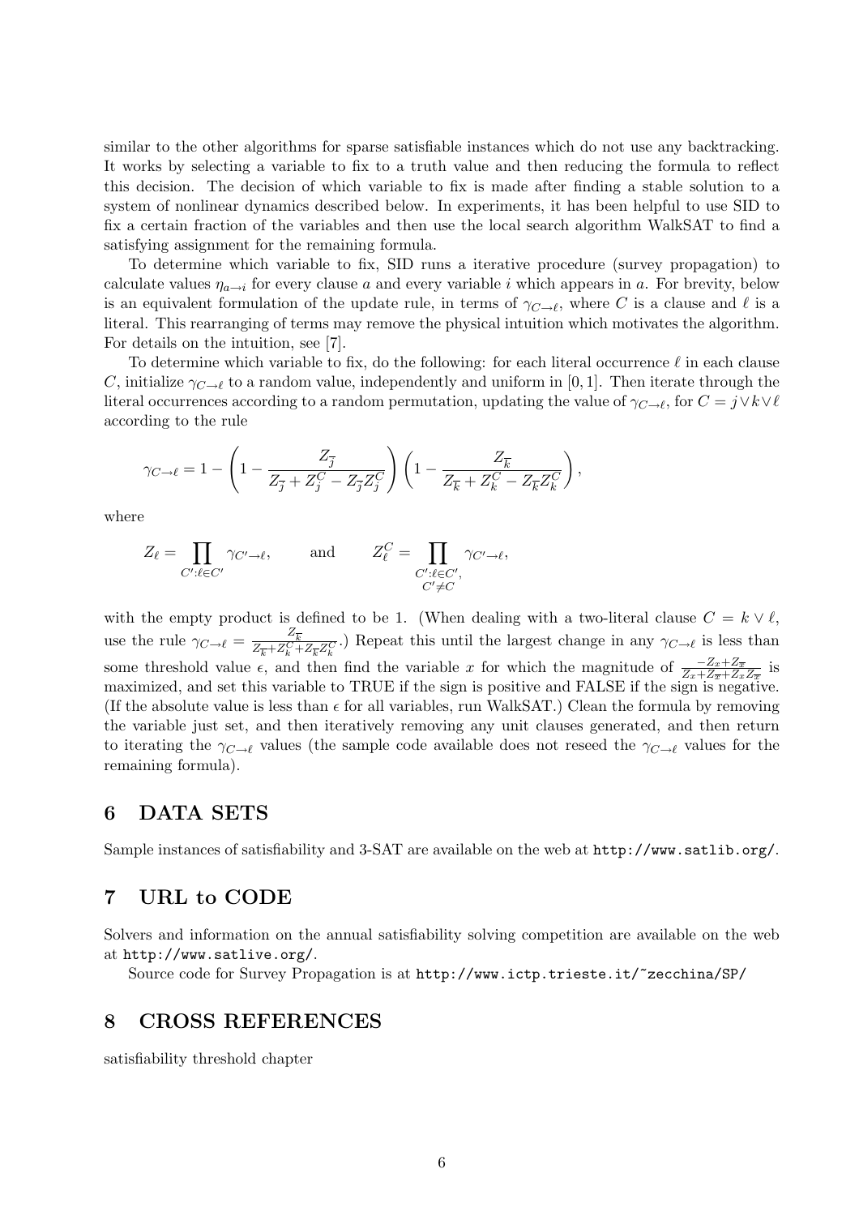similar to the other algorithms for sparse satisfiable instances which do not use any backtracking. It works by selecting a variable to fix to a truth value and then reducing the formula to reflect this decision. The decision of which variable to fix is made after finding a stable solution to a system of nonlinear dynamics described below. In experiments, it has been helpful to use SID to fix a certain fraction of the variables and then use the local search algorithm WalkSAT to find a satisfying assignment for the remaining formula.

To determine which variable to fix, SID runs a iterative procedure (survey propagation) to calculate values $\eta_{a\to i}$ for every clause $a$ and every variable $i$ which appears in $a$. For brevity, below is an equivalent formulation of the update rule, in terms of $\gamma_{C\to\ell}$, where $C$ is a clause and $\ell$ is a literal. This rearranging of terms may remove the physical intuition which motivates the algorithm. For details on the intuition, see [7].

To determine which variable to fix, do the following: for each literal occurrence $\ell$ in each clause $C$, initialize $\gamma_{C\to\ell}$ to a random value, independently and uniform in $[0,1]$. Then iterate through the literal occurrences according to a random permutation, updating the value of $\gamma_{C\to\ell}$, for $C = j \vee k \vee \ell$ according to the rule

$$\gamma_{C\to\ell} = 1 - \left(1 - \frac{Z_{\overline{j}}}{Z_{\overline{j}} + Z_j^C - Z_{\overline{j}} Z_j^C}\right)\left(1 - \frac{Z_{\overline{k}}}{Z_{\overline{k}} + Z_k^C - Z_{\overline{k}} Z_k^C}\right),$$

where

$$Z_\ell = \prod_{C':\ell\in C'} \gamma_{C'\to\ell}, \qquad \text{and} \qquad Z_\ell^C = \prod_{\substack{C':\ell\in C',\\ C'\neq C}} \gamma_{C'\to\ell},$$

with the empty product is defined to be 1. (When dealing with a two-literal clause $C = k \vee \ell$, use the rule $\gamma_{C\to\ell} = \frac{Z_{\overline{k}}}{Z_{\overline{k}} + Z_k^C + Z_{\overline{k}} Z_k^C}$.) Repeat this until the largest change in any $\gamma_{C\to\ell}$ is less than some threshold value $\epsilon$, and then find the variable $x$ for which the magnitude of $\frac{-Z_x + Z_{\overline{x}}}{Z_x + Z_{\overline{x}} + Z_x Z_{\overline{x}}}$ is maximized, and set this variable to TRUE if the sign is positive and FALSE if the sign is negative. (If the absolute value is less than $\epsilon$ for all variables, run WalkSAT.) Clean the formula by removing the variable just set, and then iteratively removing any unit clauses generated, and then return to iterating the $\gamma_{C\to\ell}$ values (the sample code available does not reseed the $\gamma_{C\to\ell}$ values for the remaining formula).

## 6 DATA SETS

Sample instances of satisfiability and 3-SAT are available on the web at http://www.satlib.org/.

## 7 URL to CODE

Solvers and information on the annual satisfiability solving competition are available on the web at http://www.satlive.org/.

Source code for Survey Propagation is at http://www.ictp.trieste.it/~zecchina/SP/

## 8 CROSS REFERENCES

satisfiability threshold chapter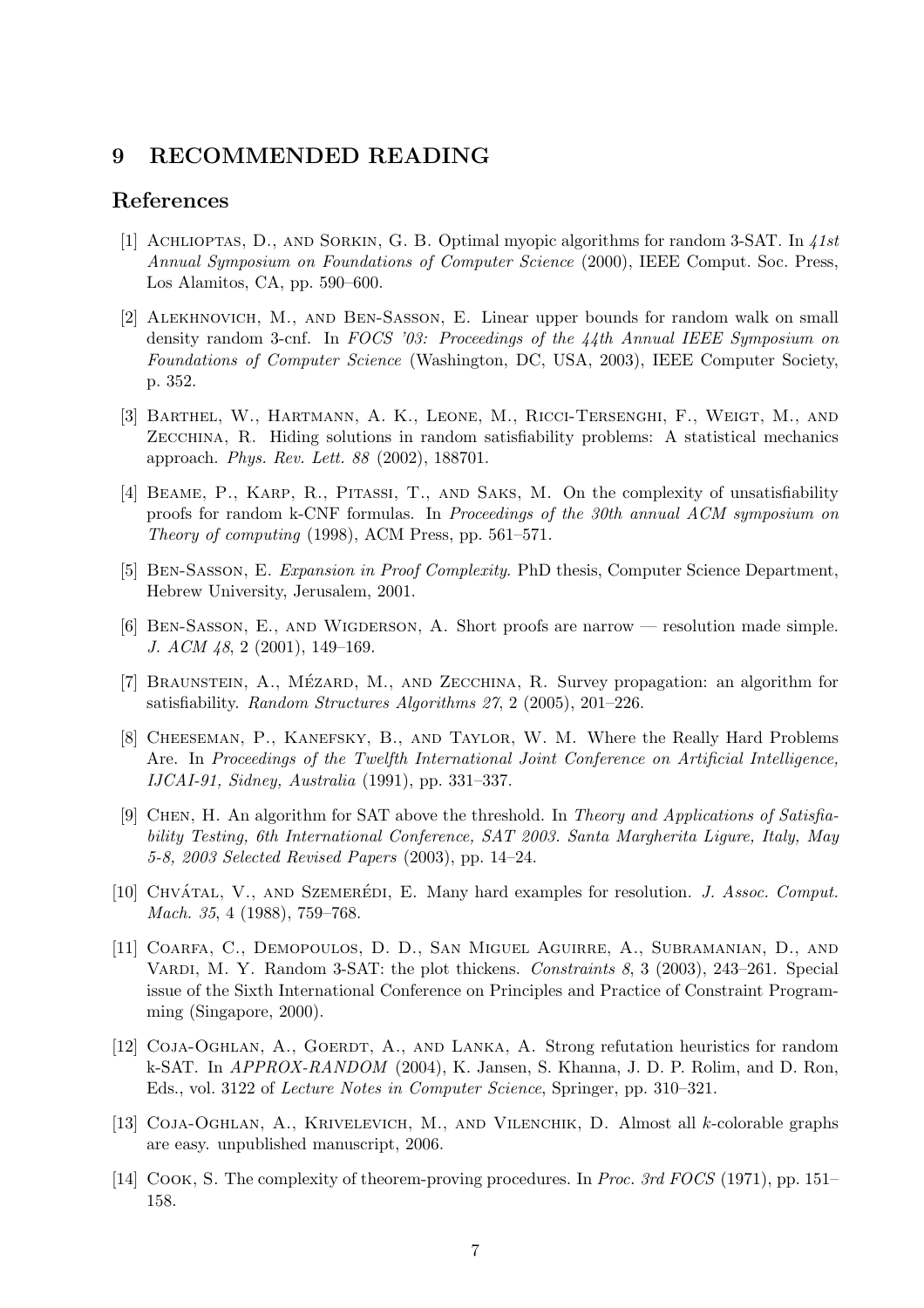## 9 RECOMMENDED READING

### References

[1] Achlioptas, D., and Sorkin, G. B. Optimal myopic algorithms for random 3-SAT. In *41st Annual Symposium on Foundations of Computer Science* (2000), IEEE Comput. Soc. Press, Los Alamitos, CA, pp. 590–600.

[2] Alekhnovich, M., and Ben-Sasson, E. Linear upper bounds for random walk on small density random 3-cnf. In *FOCS '03: Proceedings of the 44th Annual IEEE Symposium on Foundations of Computer Science* (Washington, DC, USA, 2003), IEEE Computer Society, p. 352.

[3] Barthel, W., Hartmann, A. K., Leone, M., Ricci-Tersenghi, F., Weigt, M., and Zecchina, R. Hiding solutions in random satisfiability problems: A statistical mechanics approach. *Phys. Rev. Lett. 88* (2002), 188701.

[4] Beame, P., Karp, R., Pitassi, T., and Saks, M. On the complexity of unsatisfiability proofs for random k-CNF formulas. In *Proceedings of the 30th annual ACM symposium on Theory of computing* (1998), ACM Press, pp. 561–571.

[5] Ben-Sasson, E. *Expansion in Proof Complexity*. PhD thesis, Computer Science Department, Hebrew University, Jerusalem, 2001.

[6] Ben-Sasson, E., and Wigderson, A. Short proofs are narrow — resolution made simple. *J. ACM 48*, 2 (2001), 149–169.

[7] Braunstein, A., Mézard, M., and Zecchina, R. Survey propagation: an algorithm for satisfiability. *Random Structures Algorithms 27*, 2 (2005), 201–226.

[8] Cheeseman, P., Kanefsky, B., and Taylor, W. M. Where the Really Hard Problems Are. In *Proceedings of the Twelfth International Joint Conference on Artificial Intelligence, IJCAI-91, Sidney, Australia* (1991), pp. 331–337.

[9] Chen, H. An algorithm for SAT above the threshold. In *Theory and Applications of Satisfiability Testing, 6th International Conference, SAT 2003. Santa Margherita Ligure, Italy, May 5-8, 2003 Selected Revised Papers* (2003), pp. 14–24.

[10] Chvátal, V., and Szemerédi, E. Many hard examples for resolution. *J. Assoc. Comput. Mach. 35*, 4 (1988), 759–768.

[11] Coarfa, C., Demopoulos, D. D., San Miguel Aguirre, A., Subramanian, D., and Vardi, M. Y. Random 3-SAT: the plot thickens. *Constraints 8*, 3 (2003), 243–261. Special issue of the Sixth International Conference on Principles and Practice of Constraint Programming (Singapore, 2000).

[12] Coja-Oghlan, A., Goerdt, A., and Lanka, A. Strong refutation heuristics for random k-SAT. In *APPROX-RANDOM* (2004), K. Jansen, S. Khanna, J. D. P. Rolim, and D. Ron, Eds., vol. 3122 of *Lecture Notes in Computer Science*, Springer, pp. 310–321.

[13] Coja-Oghlan, A., Krivelevich, M., and Vilenchik, D. Almost all $k$-colorable graphs are easy. unpublished manuscript, 2006.

[14] Cook, S. The complexity of theorem-proving procedures. In *Proc. 3rd FOCS* (1971), pp. 151–158.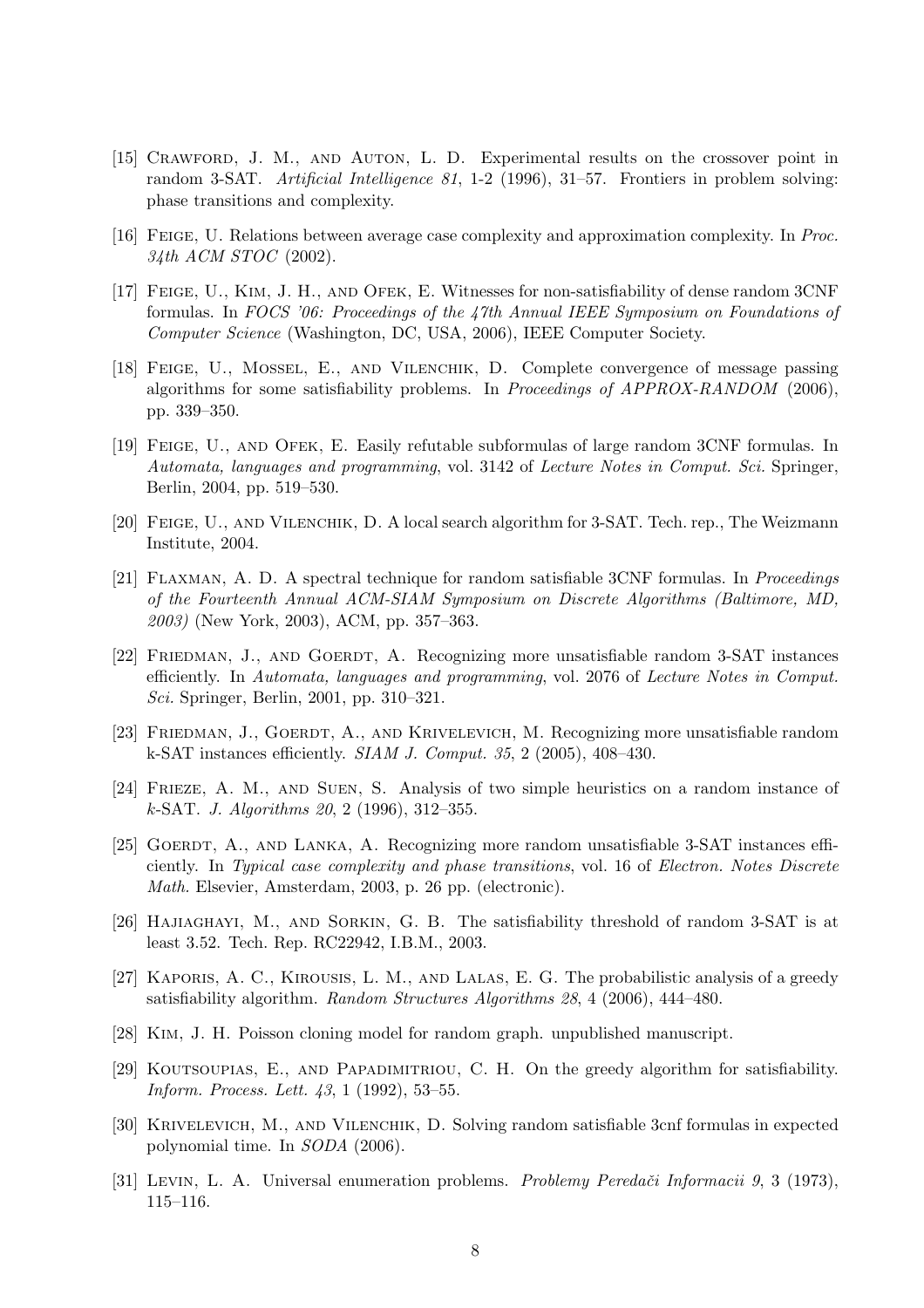[15] Crawford, J. M., and Auton, L. D. Experimental results on the crossover point in random 3-SAT. *Artificial Intelligence 81*, 1-2 (1996), 31–57. Frontiers in problem solving: phase transitions and complexity.

[16] Feige, U. Relations between average case complexity and approximation complexity. In *Proc. 34th ACM STOC* (2002).

[17] Feige, U., Kim, J. H., and Ofek, E. Witnesses for non-satisfiability of dense random 3CNF formulas. In *FOCS '06: Proceedings of the 47th Annual IEEE Symposium on Foundations of Computer Science* (Washington, DC, USA, 2006), IEEE Computer Society.

[18] Feige, U., Mossel, E., and Vilenchik, D. Complete convergence of message passing algorithms for some satisfiability problems. In *Proceedings of APPROX-RANDOM* (2006), pp. 339–350.

[19] Feige, U., and Ofek, E. Easily refutable subformulas of large random 3CNF formulas. In *Automata, languages and programming*, vol. 3142 of *Lecture Notes in Comput. Sci.* Springer, Berlin, 2004, pp. 519–530.

[20] Feige, U., and Vilenchik, D. A local search algorithm for 3-SAT. Tech. rep., The Weizmann Institute, 2004.

[21] Flaxman, A. D. A spectral technique for random satisfiable 3CNF formulas. In *Proceedings of the Fourteenth Annual ACM-SIAM Symposium on Discrete Algorithms (Baltimore, MD, 2003)* (New York, 2003), ACM, pp. 357–363.

[22] Friedman, J., and Goerdt, A. Recognizing more unsatisfiable random 3-SAT instances efficiently. In *Automata, languages and programming*, vol. 2076 of *Lecture Notes in Comput. Sci.* Springer, Berlin, 2001, pp. 310–321.

[23] Friedman, J., Goerdt, A., and Krivelevich, M. Recognizing more unsatisfiable random k-SAT instances efficiently. *SIAM J. Comput. 35*, 2 (2005), 408–430.

[24] Frieze, A. M., and Suen, S. Analysis of two simple heuristics on a random instance of $k$-SAT. *J. Algorithms 20*, 2 (1996), 312–355.

[25] Goerdt, A., and Lanka, A. Recognizing more random unsatisfiable 3-SAT instances efficiently. In *Typical case complexity and phase transitions*, vol. 16 of *Electron. Notes Discrete Math.* Elsevier, Amsterdam, 2003, p. 26 pp. (electronic).

[26] Hajiaghayi, M., and Sorkin, G. B. The satisfiability threshold of random 3-SAT is at least 3.52. Tech. Rep. RC22942, I.B.M., 2003.

[27] Kaporis, A. C., Kirousis, L. M., and Lalas, E. G. The probabilistic analysis of a greedy satisfiability algorithm. *Random Structures Algorithms 28*, 4 (2006), 444–480.

[28] Kim, J. H. Poisson cloning model for random graph. unpublished manuscript.

[29] Koutsoupias, E., and Papadimitriou, C. H. On the greedy algorithm for satisfiability. *Inform. Process. Lett. 43*, 1 (1992), 53–55.

[30] Krivelevich, M., and Vilenchik, D. Solving random satisfiable 3cnf formulas in expected polynomial time. In *SODA* (2006).

[31] Levin, L. A. Universal enumeration problems. *Problemy Peredači Informacii 9*, 3 (1973), 115–116.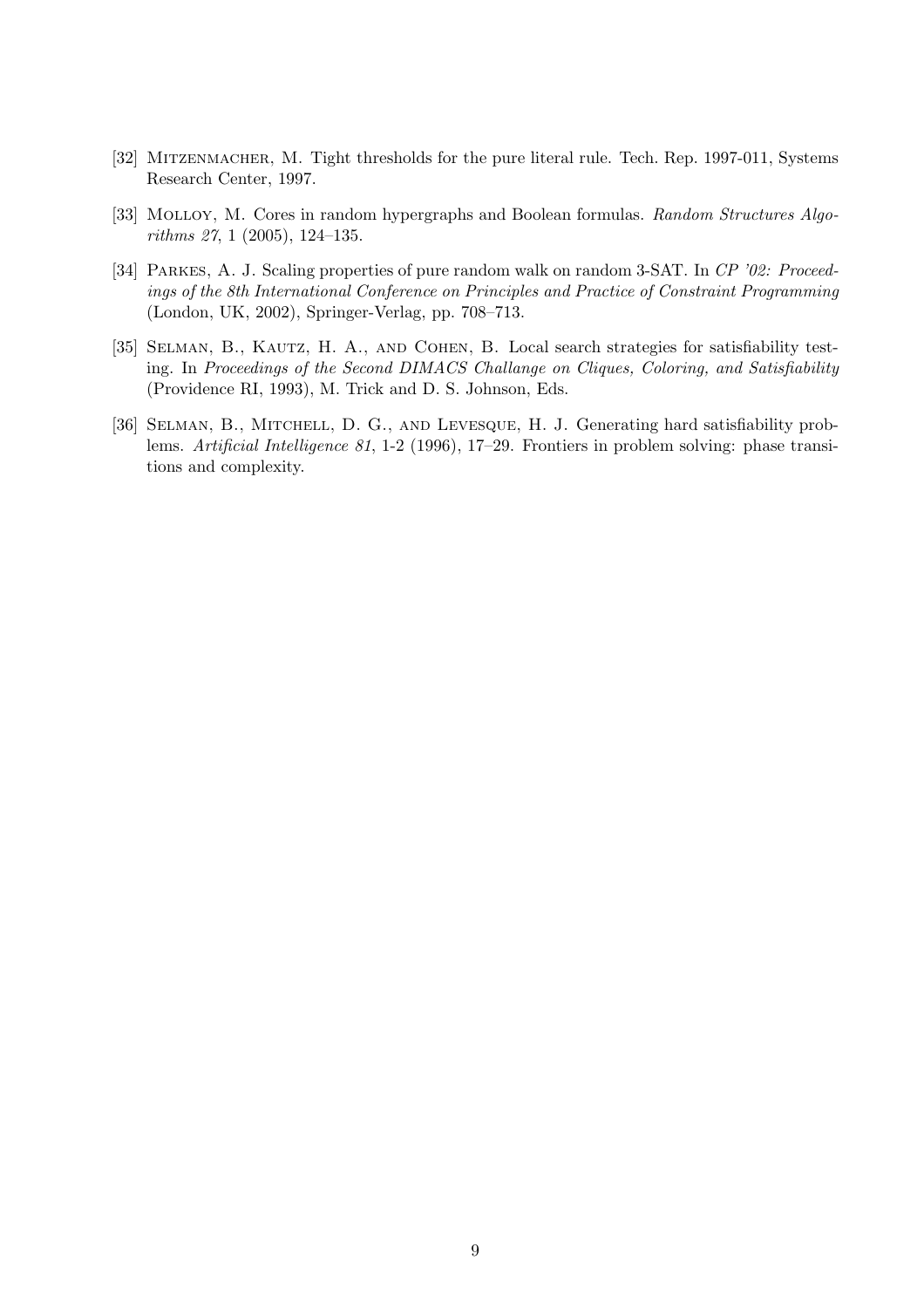[32] Mitzenmacher, M. Tight thresholds for the pure literal rule. Tech. Rep. 1997-011, Systems Research Center, 1997.

[33] Molloy, M. Cores in random hypergraphs and Boolean formulas. *Random Structures Algorithms 27*, 1 (2005), 124–135.

[34] Parkes, A. J. Scaling properties of pure random walk on random 3-SAT. In *CP '02: Proceedings of the 8th International Conference on Principles and Practice of Constraint Programming* (London, UK, 2002), Springer-Verlag, pp. 708–713.

[35] Selman, B., Kautz, H. A., and Cohen, B. Local search strategies for satisfiability testing. In *Proceedings of the Second DIMACS Challange on Cliques, Coloring, and Satisfiability* (Providence RI, 1993), M. Trick and D. S. Johnson, Eds.

[36] Selman, B., Mitchell, D. G., and Levesque, H. J. Generating hard satisfiability problems. *Artificial Intelligence 81*, 1-2 (1996), 17–29. Frontiers in problem solving: phase transitions and complexity.